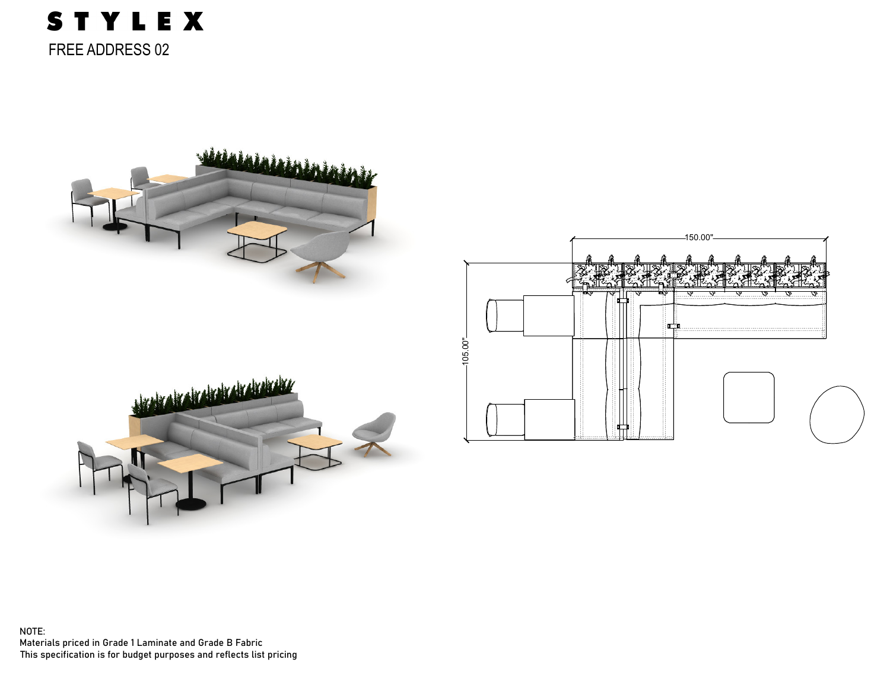# STYLEX

## FREE ADDRESS 02

150.00"

105.00"

NOTE:
Materials priced in Grade 1 Laminate and Grade B Fabric
This specification is for budget purposes and reflects list pricing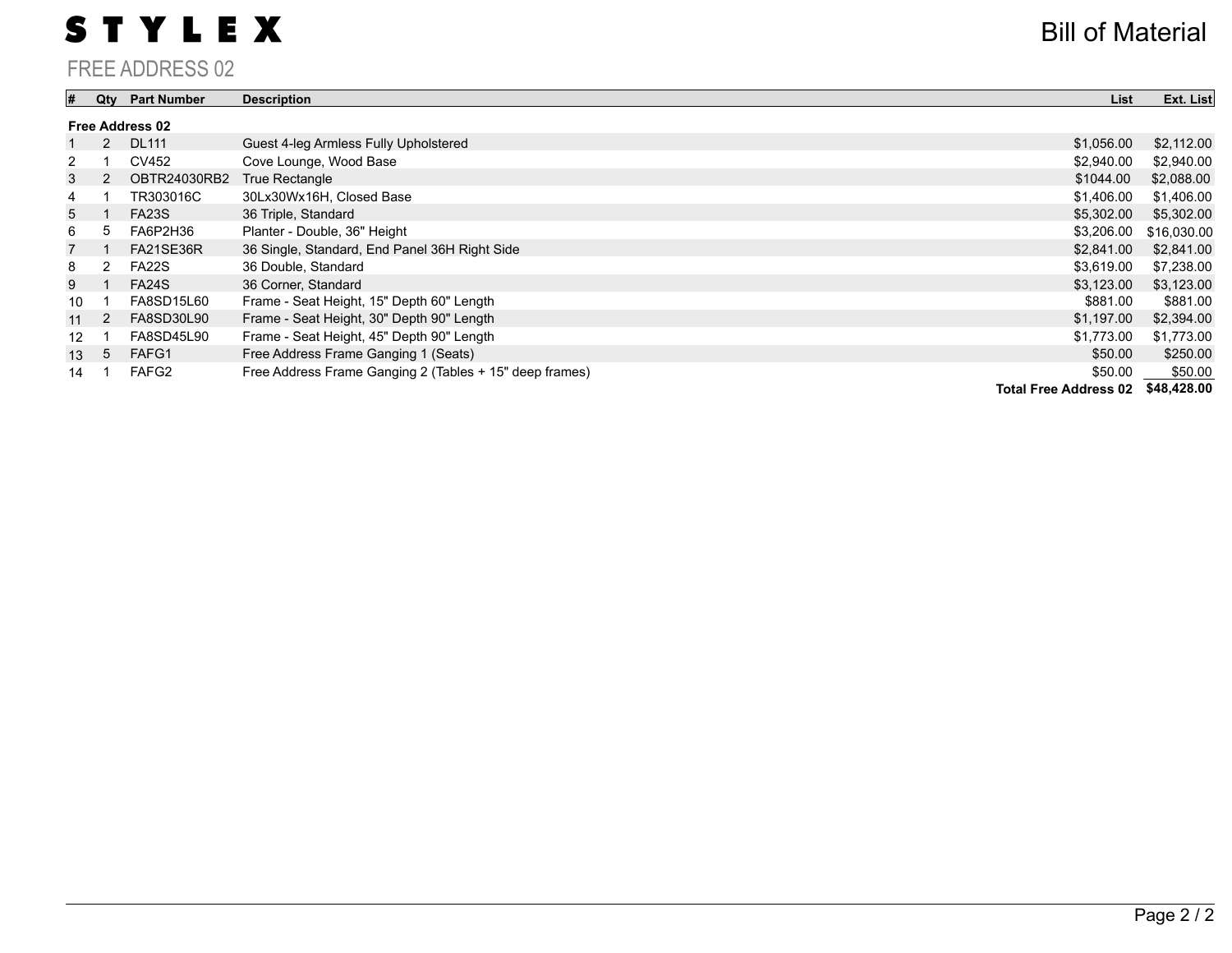# STYLEX

## Bill of Material

FREE ADDRESS 02

| # | Qty | Part Number | Description | List | Ext. List |
|---|---|---|---|---|---|
| **Free Address 02** | | | | | |
| 1 | 2 | DL111 | Guest 4-leg Armless Fully Upholstered | $1,056.00 | $2,112.00 |
| 2 | 1 | CV452 | Cove Lounge, Wood Base | $2,940.00 | $2,940.00 |
| 3 | 2 | OBTR24030RB2 | True Rectangle | $1044.00 | $2,088.00 |
| 4 | 1 | TR303016C | 30Lx30Wx16H, Closed Base | $1,406.00 | $1,406.00 |
| 5 | 1 | FA23S | 36 Triple, Standard | $5,302.00 | $5,302.00 |
| 6 | 5 | FA6P2H36 | Planter - Double, 36" Height | $3,206.00 | $16,030.00 |
| 7 | 1 | FA21SE36R | 36 Single, Standard, End Panel 36H Right Side | $2,841.00 | $2,841.00 |
| 8 | 2 | FA22S | 36 Double, Standard | $3,619.00 | $7,238.00 |
| 9 | 1 | FA24S | 36 Corner, Standard | $3,123.00 | $3,123.00 |
| 10 | 1 | FA8SD15L60 | Frame - Seat Height, 15" Depth 60" Length | $881.00 | $881.00 |
| 11 | 2 | FA8SD30L90 | Frame - Seat Height, 30" Depth 90" Length | $1,197.00 | $2,394.00 |
| 12 | 1 | FA8SD45L90 | Frame - Seat Height, 45" Depth 90" Length | $1,773.00 | $1,773.00 |
| 13 | 5 | FAFG1 | Free Address Frame Ganging 1 (Seats) | $50.00 | $250.00 |
| 14 | 1 | FAFG2 | Free Address Frame Ganging 2 (Tables + 15" deep frames) | $50.00 | $50.00 |
| | | | | **Total Free Address 02** | **$48,428.00** |